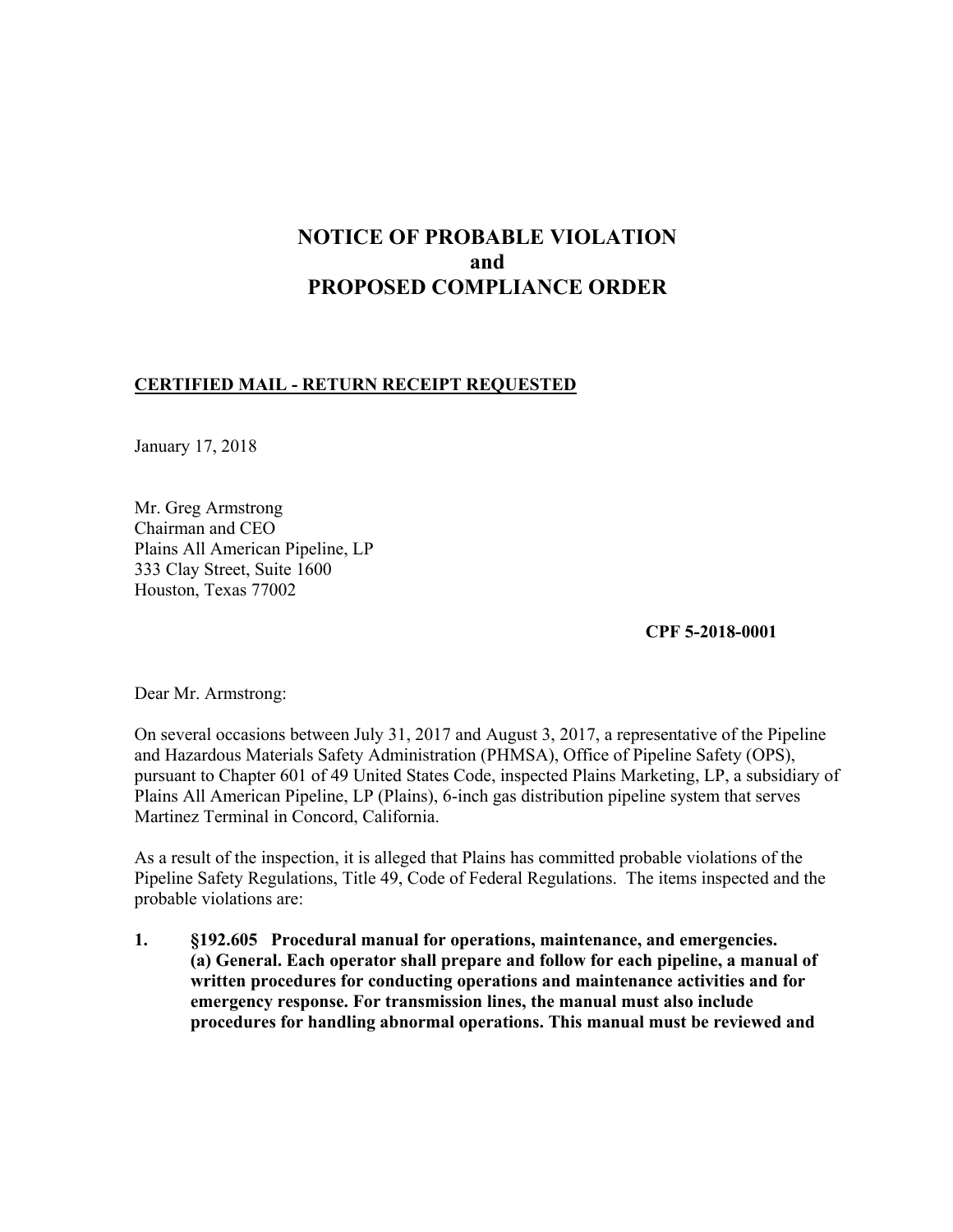# NOTICE OF PROBABLE VIOLATION
# and
# PROPOSED COMPLIANCE ORDER

**CERTIFIED MAIL - RETURN RECEIPT REQUESTED**

January 17, 2018

Mr. Greg Armstrong
Chairman and CEO
Plains All American Pipeline, LP
333 Clay Street, Suite 1600
Houston, Texas 77002

**CPF 5-2018-0001**

Dear Mr. Armstrong:

On several occasions between July 31, 2017 and August 3, 2017, a representative of the Pipeline and Hazardous Materials Safety Administration (PHMSA), Office of Pipeline Safety (OPS), pursuant to Chapter 601 of 49 United States Code, inspected Plains Marketing, LP, a subsidiary of Plains All American Pipeline, LP (Plains), 6-inch gas distribution pipeline system that serves Martinez Terminal in Concord, California.

As a result of the inspection, it is alleged that Plains has committed probable violations of the Pipeline Safety Regulations, Title 49, Code of Federal Regulations. The items inspected and the probable violations are:

1. **§192.605 Procedural manual for operations, maintenance, and emergencies.
(a) General. Each operator shall prepare and follow for each pipeline, a manual of written procedures for conducting operations and maintenance activities and for emergency response. For transmission lines, the manual must also include procedures for handling abnormal operations. This manual must be reviewed and**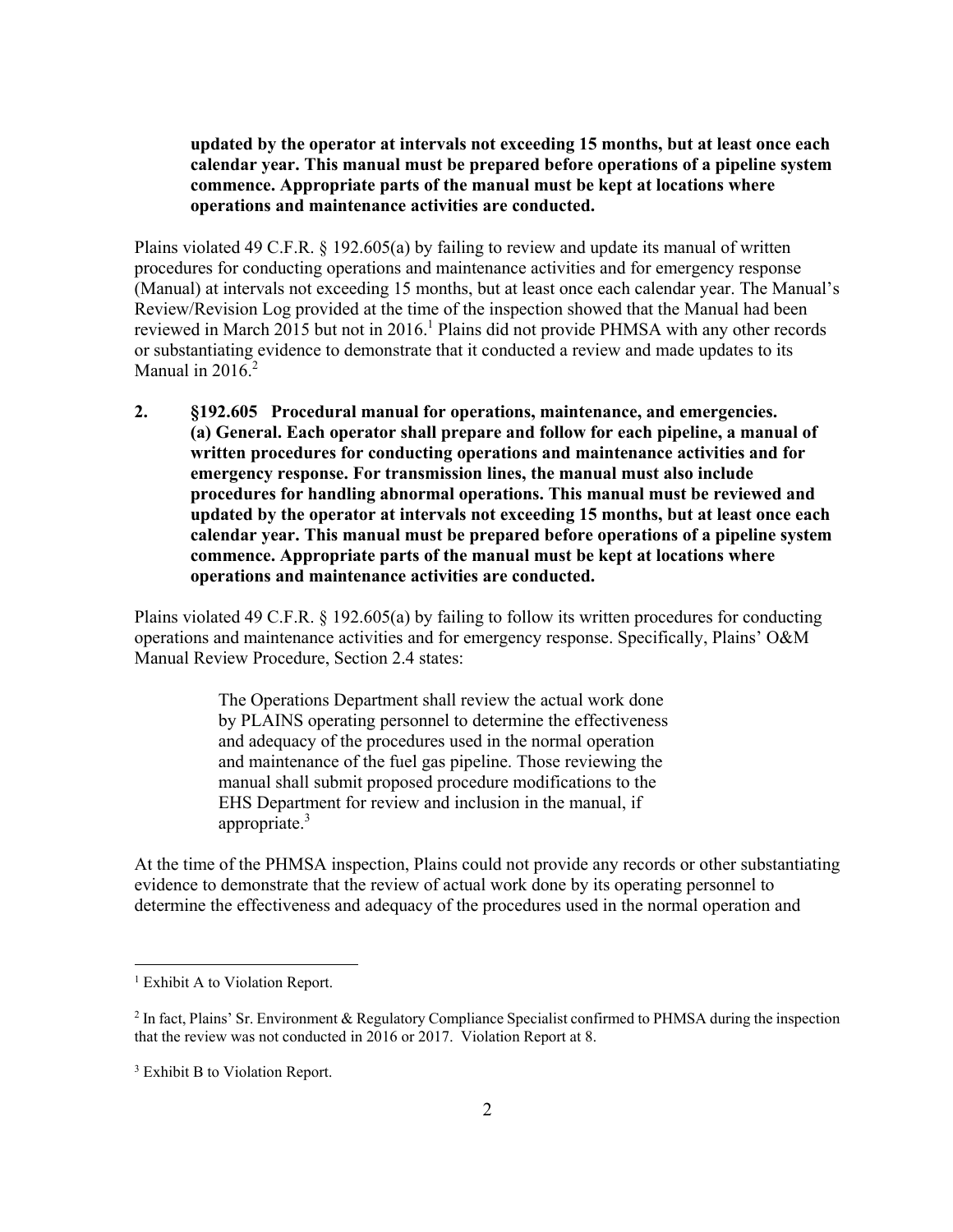**updated by the operator at intervals not exceeding 15 months, but at least once each calendar year. This manual must be prepared before operations of a pipeline system commence. Appropriate parts of the manual must be kept at locations where operations and maintenance activities are conducted.**

Plains violated 49 C.F.R. § 192.605(a) by failing to review and update its manual of written procedures for conducting operations and maintenance activities and for emergency response (Manual) at intervals not exceeding 15 months, but at least once each calendar year. The Manual's Review/Revision Log provided at the time of the inspection showed that the Manual had been reviewed in March 2015 but not in 2016.[1] Plains did not provide PHMSA with any other records or substantiating evidence to demonstrate that it conducted a review and made updates to its Manual in 2016.[2]

**2. §192.605 Procedural manual for operations, maintenance, and emergencies. (a) General. Each operator shall prepare and follow for each pipeline, a manual of written procedures for conducting operations and maintenance activities and for emergency response. For transmission lines, the manual must also include procedures for handling abnormal operations. This manual must be reviewed and updated by the operator at intervals not exceeding 15 months, but at least once each calendar year. This manual must be prepared before operations of a pipeline system commence. Appropriate parts of the manual must be kept at locations where operations and maintenance activities are conducted.**

Plains violated 49 C.F.R. § 192.605(a) by failing to follow its written procedures for conducting operations and maintenance activities and for emergency response. Specifically, Plains' O&M Manual Review Procedure, Section 2.4 states:

> The Operations Department shall review the actual work done by PLAINS operating personnel to determine the effectiveness and adequacy of the procedures used in the normal operation and maintenance of the fuel gas pipeline. Those reviewing the manual shall submit proposed procedure modifications to the EHS Department for review and inclusion in the manual, if appropriate.[3]

At the time of the PHMSA inspection, Plains could not provide any records or other substantiating evidence to demonstrate that the review of actual work done by its operating personnel to determine the effectiveness and adequacy of the procedures used in the normal operation and

---

[1] Exhibit A to Violation Report.

[2] In fact, Plains' Sr. Environment & Regulatory Compliance Specialist confirmed to PHMSA during the inspection that the review was not conducted in 2016 or 2017. Violation Report at 8.

[3] Exhibit B to Violation Report.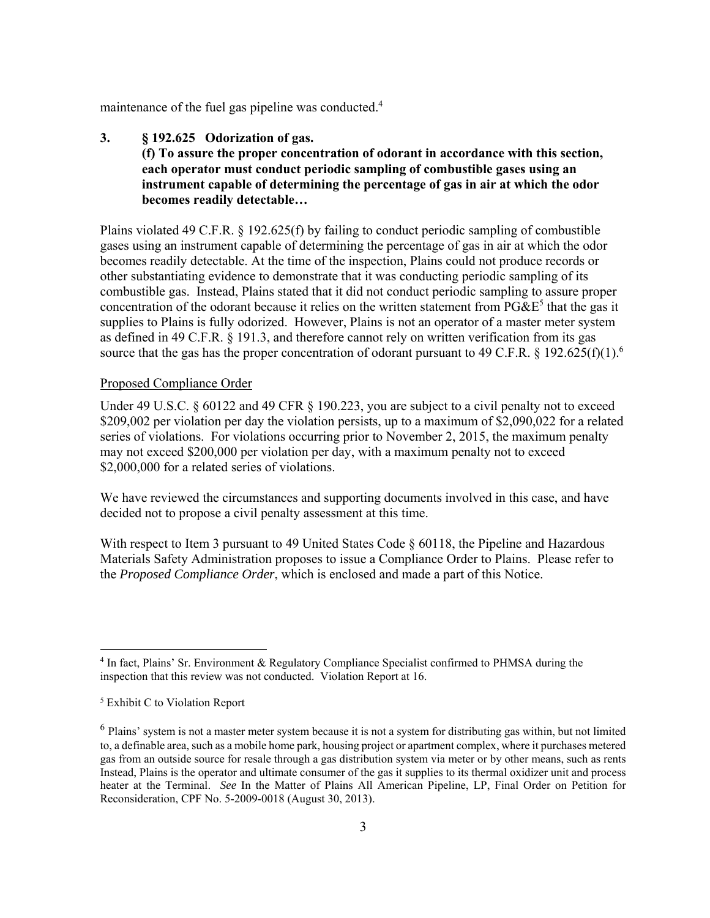maintenance of the fuel gas pipeline was conducted.[4]

**3. § 192.625 Odorization of gas.**
**(f) To assure the proper concentration of odorant in accordance with this section, each operator must conduct periodic sampling of combustible gases using an instrument capable of determining the percentage of gas in air at which the odor becomes readily detectable…**

Plains violated 49 C.F.R. § 192.625(f) by failing to conduct periodic sampling of combustible gases using an instrument capable of determining the percentage of gas in air at which the odor becomes readily detectable. At the time of the inspection, Plains could not produce records or other substantiating evidence to demonstrate that it was conducting periodic sampling of its combustible gas. Instead, Plains stated that it did not conduct periodic sampling to assure proper concentration of the odorant because it relies on the written statement from PG&E[5] that the gas it supplies to Plains is fully odorized. However, Plains is not an operator of a master meter system as defined in 49 C.F.R. § 191.3, and therefore cannot rely on written verification from its gas source that the gas has the proper concentration of odorant pursuant to 49 C.F.R. § 192.625(f)(1).[6]

Proposed Compliance Order

Under 49 U.S.C. § 60122 and 49 CFR § 190.223, you are subject to a civil penalty not to exceed $209,002 per violation per day the violation persists, up to a maximum of $2,090,022 for a related series of violations. For violations occurring prior to November 2, 2015, the maximum penalty may not exceed $200,000 per violation per day, with a maximum penalty not to exceed $2,000,000 for a related series of violations.

We have reviewed the circumstances and supporting documents involved in this case, and have decided not to propose a civil penalty assessment at this time.

With respect to Item 3 pursuant to 49 United States Code § 60118, the Pipeline and Hazardous Materials Safety Administration proposes to issue a Compliance Order to Plains. Please refer to the *Proposed Compliance Order*, which is enclosed and made a part of this Notice.

---

[4] In fact, Plains' Sr. Environment & Regulatory Compliance Specialist confirmed to PHMSA during the inspection that this review was not conducted. Violation Report at 16.

[5] Exhibit C to Violation Report

[6] Plains' system is not a master meter system because it is not a system for distributing gas within, but not limited to, a definable area, such as a mobile home park, housing project or apartment complex, where it purchases metered gas from an outside source for resale through a gas distribution system via meter or by other means, such as rents Instead, Plains is the operator and ultimate consumer of the gas it supplies to its thermal oxidizer unit and process heater at the Terminal. *See* In the Matter of Plains All American Pipeline, LP, Final Order on Petition for Reconsideration, CPF No. 5-2009-0018 (August 30, 2013).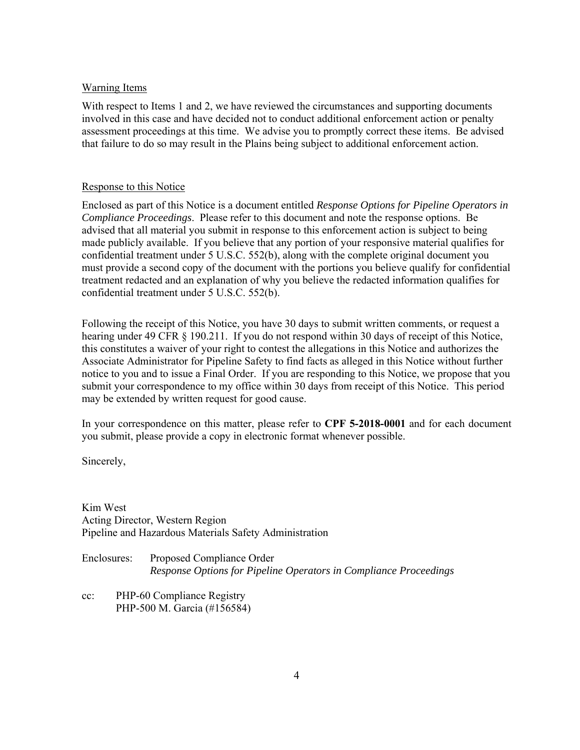## Warning Items

With respect to Items 1 and 2, we have reviewed the circumstances and supporting documents involved in this case and have decided not to conduct additional enforcement action or penalty assessment proceedings at this time. We advise you to promptly correct these items. Be advised that failure to do so may result in the Plains being subject to additional enforcement action.

## Response to this Notice

Enclosed as part of this Notice is a document entitled *Response Options for Pipeline Operators in Compliance Proceedings*. Please refer to this document and note the response options. Be advised that all material you submit in response to this enforcement action is subject to being made publicly available. If you believe that any portion of your responsive material qualifies for confidential treatment under 5 U.S.C. 552(b), along with the complete original document you must provide a second copy of the document with the portions you believe qualify for confidential treatment redacted and an explanation of why you believe the redacted information qualifies for confidential treatment under 5 U.S.C. 552(b).

Following the receipt of this Notice, you have 30 days to submit written comments, or request a hearing under 49 CFR § 190.211. If you do not respond within 30 days of receipt of this Notice, this constitutes a waiver of your right to contest the allegations in this Notice and authorizes the Associate Administrator for Pipeline Safety to find facts as alleged in this Notice without further notice to you and to issue a Final Order. If you are responding to this Notice, we propose that you submit your correspondence to my office within 30 days from receipt of this Notice. This period may be extended by written request for good cause.

In your correspondence on this matter, please refer to **CPF 5-2018-0001** and for each document you submit, please provide a copy in electronic format whenever possible.

Sincerely,

Kim West
Acting Director, Western Region
Pipeline and Hazardous Materials Safety Administration

Enclosures: Proposed Compliance Order
*Response Options for Pipeline Operators in Compliance Proceedings*

cc: PHP-60 Compliance Registry
PHP-500 M. Garcia (#156584)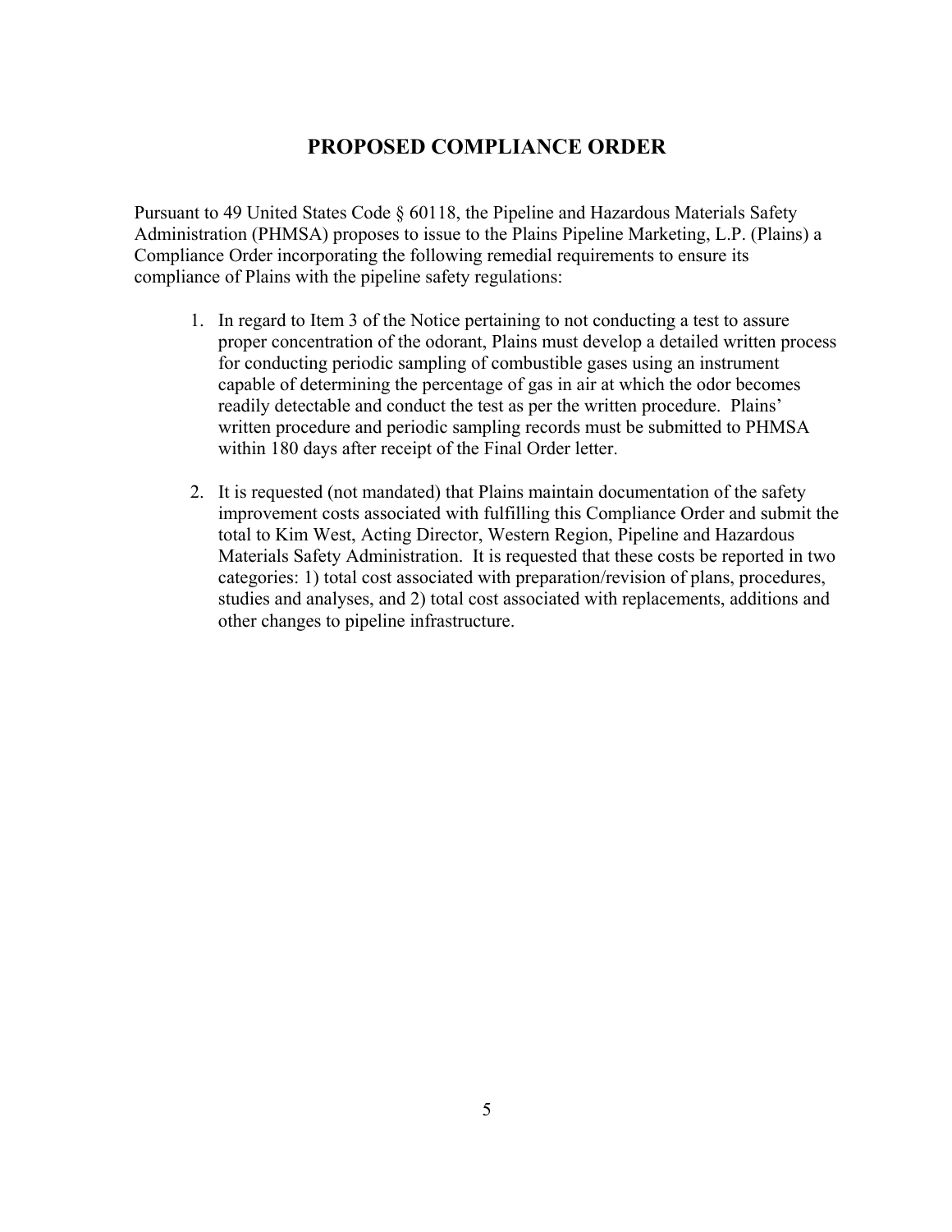## PROPOSED COMPLIANCE ORDER

Pursuant to 49 United States Code § 60118, the Pipeline and Hazardous Materials Safety Administration (PHMSA) proposes to issue to the Plains Pipeline Marketing, L.P. (Plains) a Compliance Order incorporating the following remedial requirements to ensure its compliance of Plains with the pipeline safety regulations:

1. In regard to Item 3 of the Notice pertaining to not conducting a test to assure proper concentration of the odorant, Plains must develop a detailed written process for conducting periodic sampling of combustible gases using an instrument capable of determining the percentage of gas in air at which the odor becomes readily detectable and conduct the test as per the written procedure. Plains' written procedure and periodic sampling records must be submitted to PHMSA within 180 days after receipt of the Final Order letter.

2. It is requested (not mandated) that Plains maintain documentation of the safety improvement costs associated with fulfilling this Compliance Order and submit the total to Kim West, Acting Director, Western Region, Pipeline and Hazardous Materials Safety Administration. It is requested that these costs be reported in two categories: 1) total cost associated with preparation/revision of plans, procedures, studies and analyses, and 2) total cost associated with replacements, additions and other changes to pipeline infrastructure.